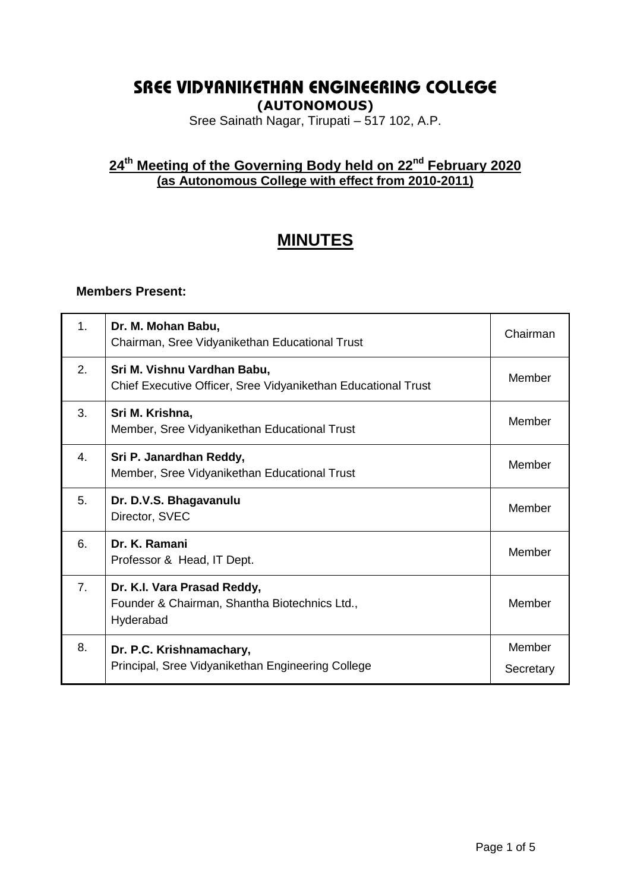# SREE VIDYANIKETHAN ENGINEERING COLLEGE

**(AUTONOMOUS)**

Sree Sainath Nagar, Tirupati – 517 102, A.P.

## 24th Meeting of the Governing Body held on 22nd February 2020

**(as Autonomous College with effect from 2010-2011)**

## MINUTES

**Members Present:**

| | | |
|---|---|---|
| 1. | **Dr. M. Mohan Babu,** Chairman, Sree Vidyanikethan Educational Trust | Chairman |
| 2. | **Sri M. Vishnu Vardhan Babu,** Chief Executive Officer, Sree Vidyanikethan Educational Trust | Member |
| 3. | **Sri M. Krishna,** Member, Sree Vidyanikethan Educational Trust | Member |
| 4. | **Sri P. Janardhan Reddy,** Member, Sree Vidyanikethan Educational Trust | Member |
| 5. | **Dr. D.V.S. Bhagavanulu** Director, SVEC | Member |
| 6. | **Dr. K. Ramani** Professor & Head, IT Dept. | Member |
| 7. | **Dr. K.I. Vara Prasad Reddy,** Founder & Chairman, Shantha Biotechnics Ltd., Hyderabad | Member |
| 8. | **Dr. P.C. Krishnamachary,** Principal, Sree Vidyanikethan Engineering College | Member Secretary |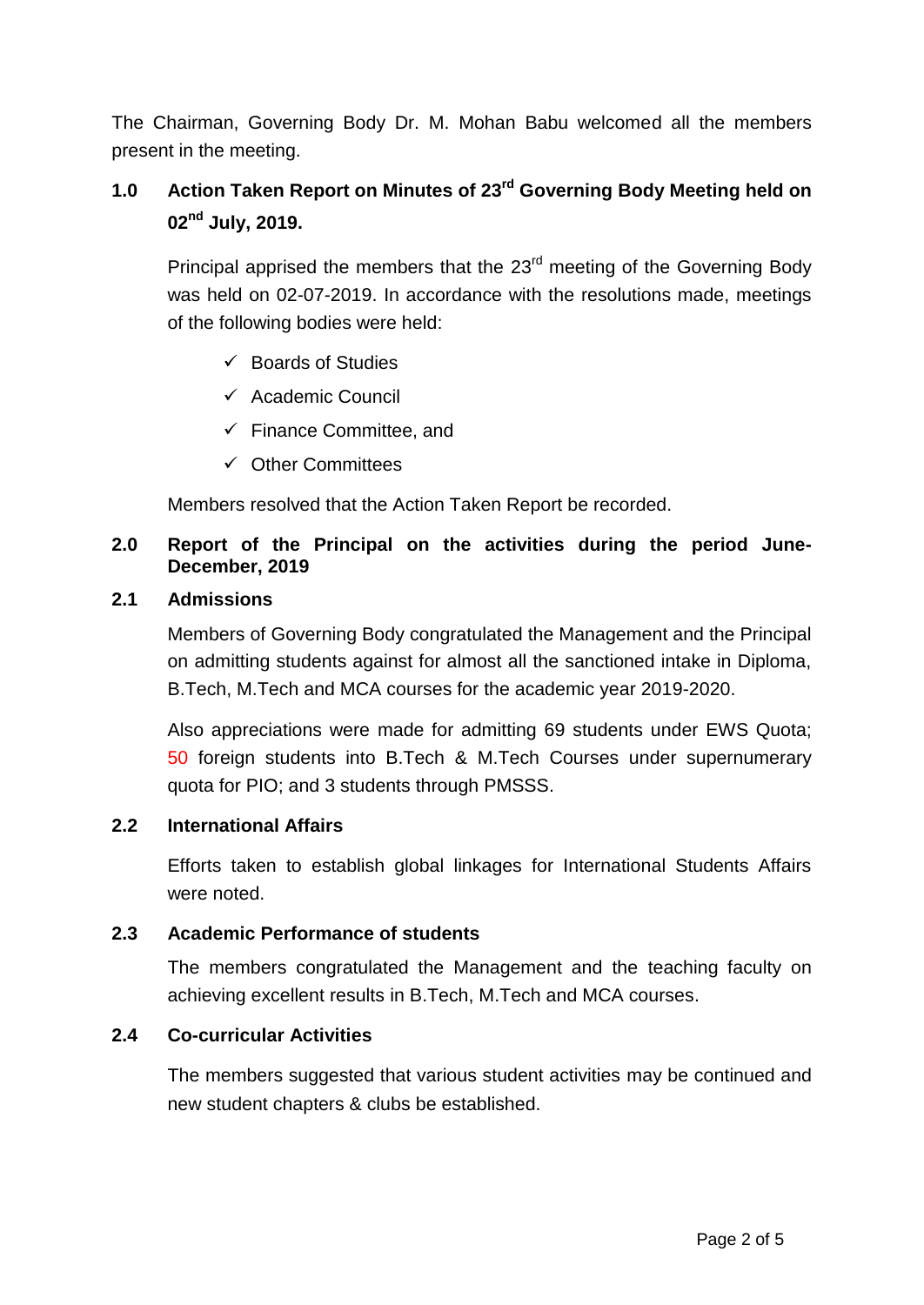The Chairman, Governing Body Dr. M. Mohan Babu welcomed all the members present in the meeting.

## 1.0 Action Taken Report on Minutes of 23rd Governing Body Meeting held on 02nd July, 2019.

Principal apprised the members that the 23rd meeting of the Governing Body was held on 02-07-2019. In accordance with the resolutions made, meetings of the following bodies were held:

- ✓ Boards of Studies
- ✓ Academic Council
- ✓ Finance Committee, and
- ✓ Other Committees

Members resolved that the Action Taken Report be recorded.

## 2.0 Report of the Principal on the activities during the period June-December, 2019

### 2.1 Admissions

Members of Governing Body congratulated the Management and the Principal on admitting students against for almost all the sanctioned intake in Diploma, B.Tech, M.Tech and MCA courses for the academic year 2019-2020.

Also appreciations were made for admitting 69 students under EWS Quota; 50 foreign students into B.Tech & M.Tech Courses under supernumerary quota for PIO; and 3 students through PMSSS.

### 2.2 International Affairs

Efforts taken to establish global linkages for International Students Affairs were noted.

### 2.3 Academic Performance of students

The members congratulated the Management and the teaching faculty on achieving excellent results in B.Tech, M.Tech and MCA courses.

### 2.4 Co-curricular Activities

The members suggested that various student activities may be continued and new student chapters & clubs be established.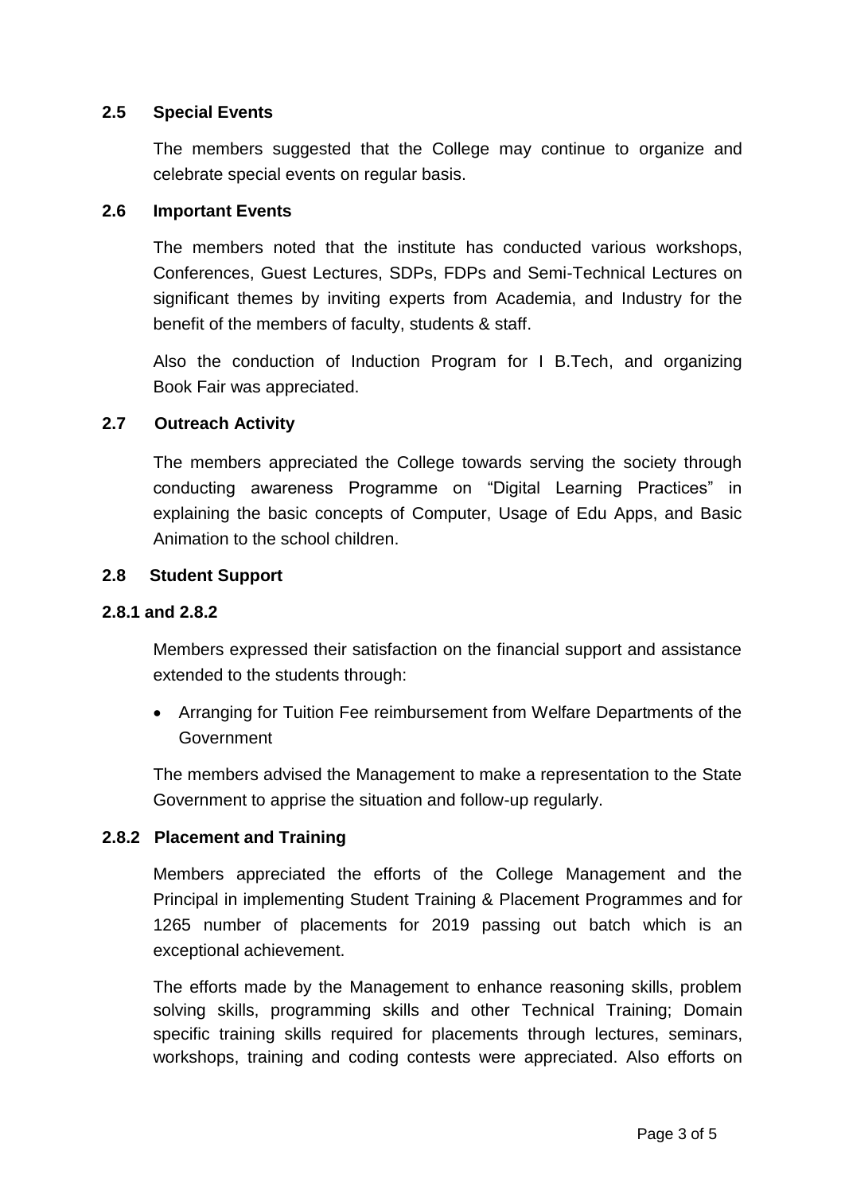### 2.5 Special Events

The members suggested that the College may continue to organize and celebrate special events on regular basis.

### 2.6 Important Events

The members noted that the institute has conducted various workshops, Conferences, Guest Lectures, SDPs, FDPs and Semi-Technical Lectures on significant themes by inviting experts from Academia, and Industry for the benefit of the members of faculty, students & staff.

Also the conduction of Induction Program for I B.Tech, and organizing Book Fair was appreciated.

### 2.7 Outreach Activity

The members appreciated the College towards serving the society through conducting awareness Programme on "Digital Learning Practices" in explaining the basic concepts of Computer, Usage of Edu Apps, and Basic Animation to the school children.

### 2.8 Student Support

#### 2.8.1 and 2.8.2

Members expressed their satisfaction on the financial support and assistance extended to the students through:

- Arranging for Tuition Fee reimbursement from Welfare Departments of the Government

The members advised the Management to make a representation to the State Government to apprise the situation and follow-up regularly.

#### 2.8.2 Placement and Training

Members appreciated the efforts of the College Management and the Principal in implementing Student Training & Placement Programmes and for 1265 number of placements for 2019 passing out batch which is an exceptional achievement.

The efforts made by the Management to enhance reasoning skills, problem solving skills, programming skills and other Technical Training; Domain specific training skills required for placements through lectures, seminars, workshops, training and coding contests were appreciated. Also efforts on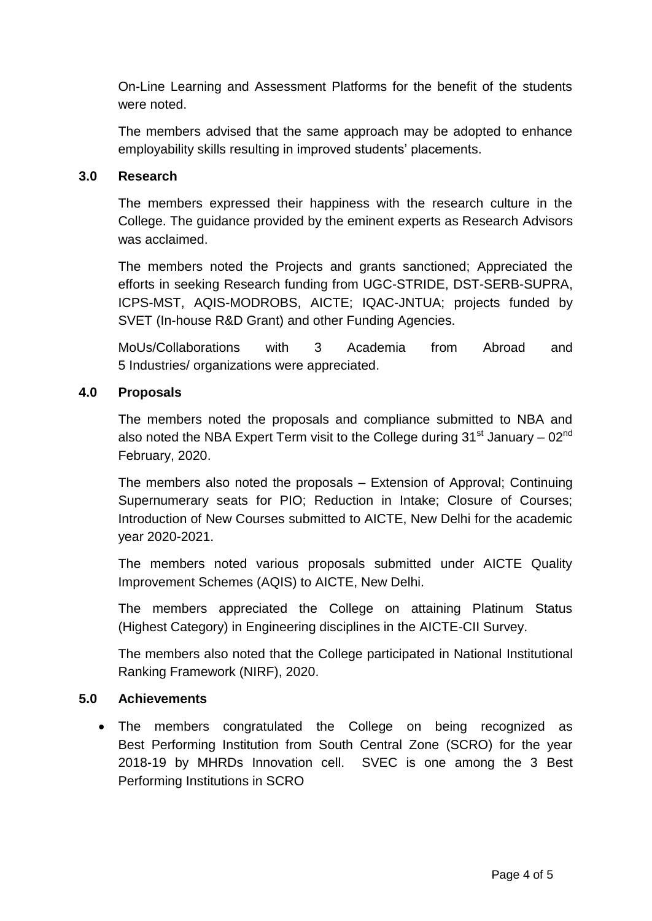On-Line Learning and Assessment Platforms for the benefit of the students were noted.

The members advised that the same approach may be adopted to enhance employability skills resulting in improved students' placements.

## 3.0 Research

The members expressed their happiness with the research culture in the College. The guidance provided by the eminent experts as Research Advisors was acclaimed.

The members noted the Projects and grants sanctioned; Appreciated the efforts in seeking Research funding from UGC-STRIDE, DST-SERB-SUPRA, ICPS-MST, AQIS-MODROBS, AICTE; IQAC-JNTUA; projects funded by SVET (In-house R&D Grant) and other Funding Agencies.

MoUs/Collaborations with 3 Academia from Abroad and 5 Industries/ organizations were appreciated.

## 4.0 Proposals

The members noted the proposals and compliance submitted to NBA and also noted the NBA Expert Term visit to the College during 31st January – 02nd February, 2020.

The members also noted the proposals – Extension of Approval; Continuing Supernumerary seats for PIO; Reduction in Intake; Closure of Courses; Introduction of New Courses submitted to AICTE, New Delhi for the academic year 2020-2021.

The members noted various proposals submitted under AICTE Quality Improvement Schemes (AQIS) to AICTE, New Delhi.

The members appreciated the College on attaining Platinum Status (Highest Category) in Engineering disciplines in the AICTE-CII Survey.

The members also noted that the College participated in National Institutional Ranking Framework (NIRF), 2020.

## 5.0 Achievements

- The members congratulated the College on being recognized as Best Performing Institution from South Central Zone (SCRO) for the year 2018-19 by MHRDs Innovation cell. SVEC is one among the 3 Best Performing Institutions in SCRO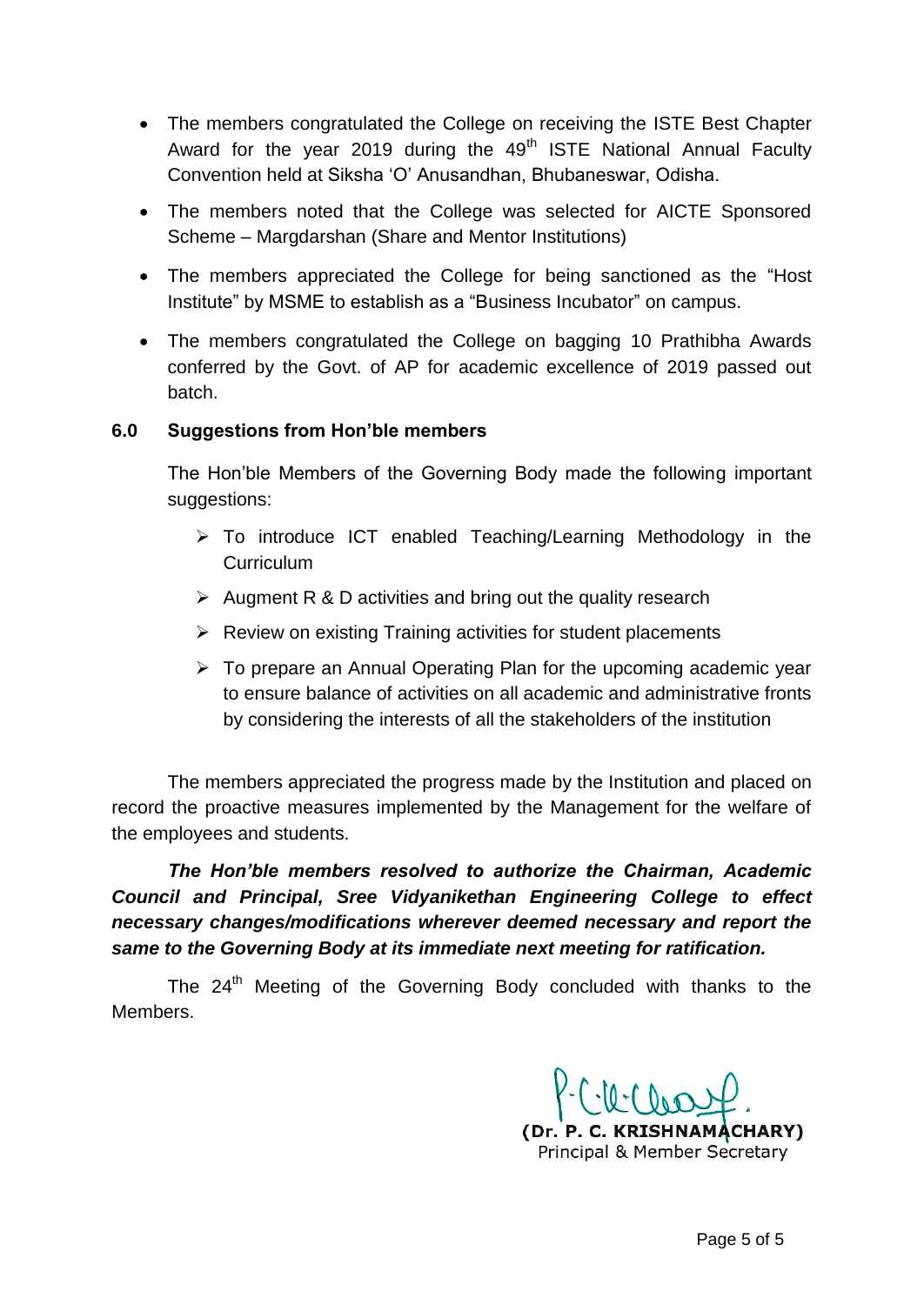- The members congratulated the College on receiving the ISTE Best Chapter Award for the year 2019 during the 49th ISTE National Annual Faculty Convention held at Siksha 'O' Anusandhan, Bhubaneswar, Odisha.
- The members noted that the College was selected for AICTE Sponsored Scheme – Margdarshan (Share and Mentor Institutions)
- The members appreciated the College for being sanctioned as the "Host Institute" by MSME to establish as a "Business Incubator" on campus.
- The members congratulated the College on bagging 10 Prathibha Awards conferred by the Govt. of AP for academic excellence of 2019 passed out batch.

## 6.0 Suggestions from Hon'ble members

The Hon'ble Members of the Governing Body made the following important suggestions:

- To introduce ICT enabled Teaching/Learning Methodology in the Curriculum
- Augment R & D activities and bring out the quality research
- Review on existing Training activities for student placements
- To prepare an Annual Operating Plan for the upcoming academic year to ensure balance of activities on all academic and administrative fronts by considering the interests of all the stakeholders of the institution

The members appreciated the progress made by the Institution and placed on record the proactive measures implemented by the Management for the welfare of the employees and students.

***The Hon'ble members resolved to authorize the Chairman, Academic Council and Principal, Sree Vidyanikethan Engineering College to effect necessary changes/modifications wherever deemed necessary and report the same to the Governing Body at its immediate next meeting for ratification.***

The 24th Meeting of the Governing Body concluded with thanks to the Members.

(Dr. P. C. KRISHNAMACHARY)
Principal & Member Secretary